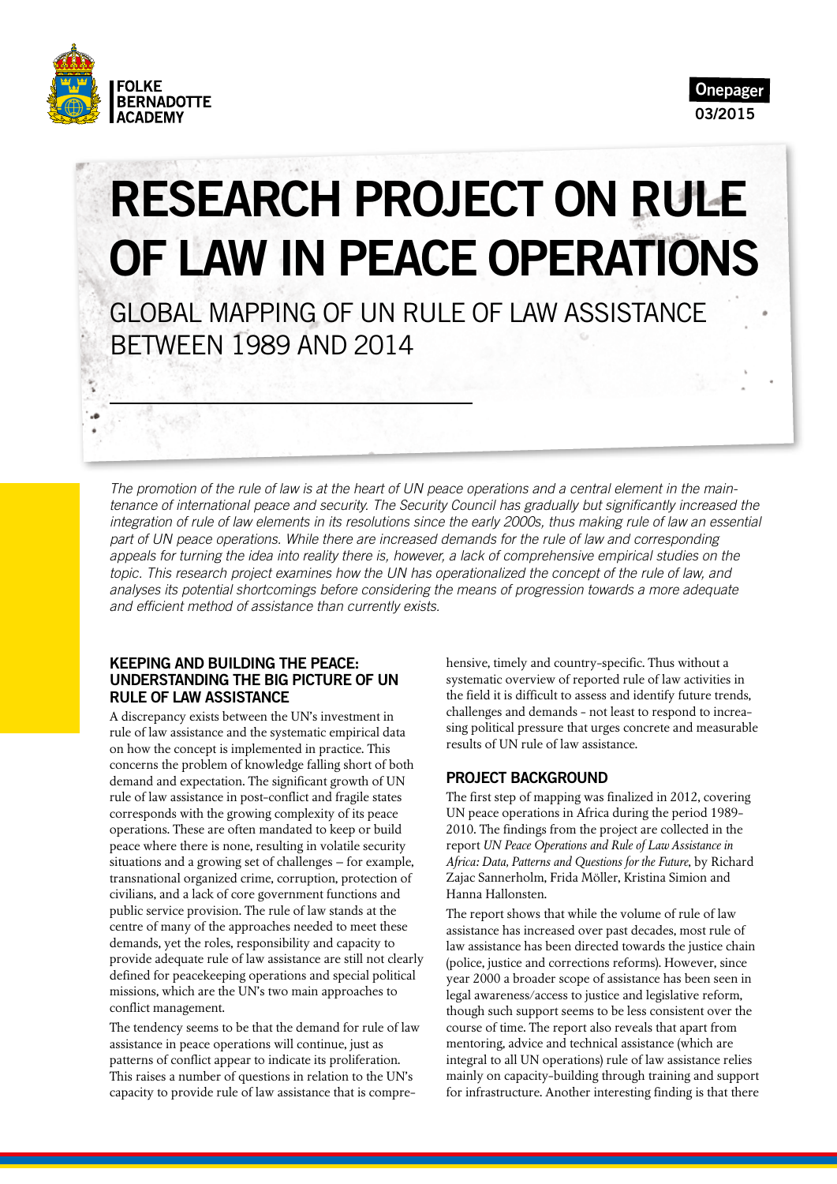FOLKE BERNADOTTE ACADEMY

Onepager 03/2015

# RESEARCH PROJECT ON RULE OF LAW IN PEACE OPERATIONS

## GLOBAL MAPPING OF UN RULE OF LAW ASSISTANCE BETWEEN 1989 AND 2014

*The promotion of the rule of law is at the heart of UN peace operations and a central element in the maintenance of international peace and security. The Security Council has gradually but significantly increased the integration of rule of law elements in its resolutions since the early 2000s, thus making rule of law an essential part of UN peace operations. While there are increased demands for the rule of law and corresponding appeals for turning the idea into reality there is, however, a lack of comprehensive empirical studies on the topic. This research project examines how the UN has operationalized the concept of the rule of law, and analyses its potential shortcomings before considering the means of progression towards a more adequate and efficient method of assistance than currently exists.*

### KEEPING AND BUILDING THE PEACE: UNDERSTANDING THE BIG PICTURE OF UN RULE OF LAW ASSISTANCE

A discrepancy exists between the UN's investment in rule of law assistance and the systematic empirical data on how the concept is implemented in practice. This concerns the problem of knowledge falling short of both demand and expectation. The significant growth of UN rule of law assistance in post-conflict and fragile states corresponds with the growing complexity of its peace operations. These are often mandated to keep or build peace where there is none, resulting in volatile security situations and a growing set of challenges – for example, transnational organized crime, corruption, protection of civilians, and a lack of core government functions and public service provision. The rule of law stands at the centre of many of the approaches needed to meet these demands, yet the roles, responsibility and capacity to provide adequate rule of law assistance are still not clearly defined for peacekeeping operations and special political missions, which are the UN's two main approaches to conflict management.

The tendency seems to be that the demand for rule of law assistance in peace operations will continue, just as patterns of conflict appear to indicate its proliferation. This raises a number of questions in relation to the UN's capacity to provide rule of law assistance that is comprehensive, timely and country-specific. Thus without a systematic overview of reported rule of law activities in the field it is difficult to assess and identify future trends, challenges and demands - not least to respond to increasing political pressure that urges concrete and measurable results of UN rule of law assistance.

### PROJECT BACKGROUND

The first step of mapping was finalized in 2012, covering UN peace operations in Africa during the period 1989-2010. The findings from the project are collected in the report *UN Peace Operations and Rule of Law Assistance in Africa: Data, Patterns and Questions for the Future*, by Richard Zajac Sannerholm, Frida Möller, Kristina Simion and Hanna Hallonsten.

The report shows that while the volume of rule of law assistance has increased over past decades, most rule of law assistance has been directed towards the justice chain (police, justice and corrections reforms). However, since year 2000 a broader scope of assistance has been seen in legal awareness/access to justice and legislative reform, though such support seems to be less consistent over the course of time. The report also reveals that apart from mentoring, advice and technical assistance (which are integral to all UN operations) rule of law assistance relies mainly on capacity-building through training and support for infrastructure. Another interesting finding is that there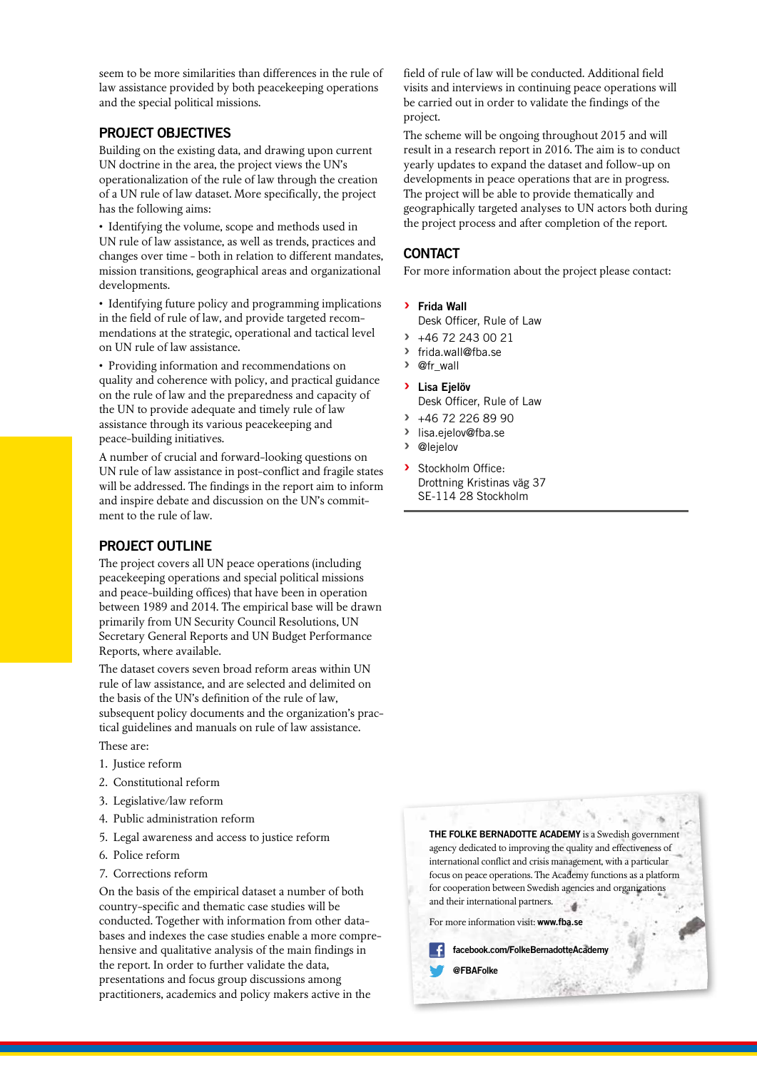seem to be more similarities than differences in the rule of law assistance provided by both peacekeeping operations and the special political missions.

## PROJECT OBJECTIVES

Building on the existing data, and drawing upon current UN doctrine in the area, the project views the UN's operationalization of the rule of law through the creation of a UN rule of law dataset. More specifically, the project has the following aims:

- Identifying the volume, scope and methods used in UN rule of law assistance, as well as trends, practices and changes over time - both in relation to different mandates, mission transitions, geographical areas and organizational developments.
- Identifying future policy and programming implications in the field of rule of law, and provide targeted recommendations at the strategic, operational and tactical level on UN rule of law assistance.
- Providing information and recommendations on quality and coherence with policy, and practical guidance on the rule of law and the preparedness and capacity of the UN to provide adequate and timely rule of law assistance through its various peacekeeping and peace-building initiatives.

A number of crucial and forward-looking questions on UN rule of law assistance in post-conflict and fragile states will be addressed. The findings in the report aim to inform and inspire debate and discussion on the UN's commitment to the rule of law.

## PROJECT OUTLINE

The project covers all UN peace operations (including peacekeeping operations and special political missions and peace-building offices) that have been in operation between 1989 and 2014. The empirical base will be drawn primarily from UN Security Council Resolutions, UN Secretary General Reports and UN Budget Performance Reports, where available.

The dataset covers seven broad reform areas within UN rule of law assistance, and are selected and delimited on the basis of the UN's definition of the rule of law, subsequent policy documents and the organization's practical guidelines and manuals on rule of law assistance.

These are:

1. Justice reform
2. Constitutional reform
3. Legislative/law reform
4. Public administration reform
5. Legal awareness and access to justice reform
6. Police reform
7. Corrections reform

On the basis of the empirical dataset a number of both country-specific and thematic case studies will be conducted. Together with information from other databases and indexes the case studies enable a more comprehensive and qualitative analysis of the main findings in the report. In order to further validate the data, presentations and focus group discussions among practitioners, academics and policy makers active in the field of rule of law will be conducted. Additional field visits and interviews in continuing peace operations will be carried out in order to validate the findings of the project.

The scheme will be ongoing throughout 2015 and will result in a research report in 2016. The aim is to conduct yearly updates to expand the dataset and follow-up on developments in peace operations that are in progress. The project will be able to provide thematically and geographically targeted analyses to UN actors both during the project process and after completion of the report.

## CONTACT

For more information about the project please contact:

› **Frida Wall**
Desk Officer, Rule of Law
› +46 72 243 00 21
› frida.wall@fba.se
› @fr_wall

› **Lisa Ejelöv**
Desk Officer, Rule of Law
› +46 72 226 89 90
› lisa.ejelov@fba.se
› @lejelov

› Stockholm Office:
Drottning Kristinas väg 37
SE-114 28 Stockholm

**THE FOLKE BERNADOTTE ACADEMY** is a Swedish government agency dedicated to improving the quality and effectiveness of international conflict and crisis management, with a particular focus on peace operations. The Academy functions as a platform for cooperation between Swedish agencies and organizations and their international partners.

For more information visit: **www.fba.se**

**facebook.com/FolkeBernadotteAcademy**

**@FBAFolke**